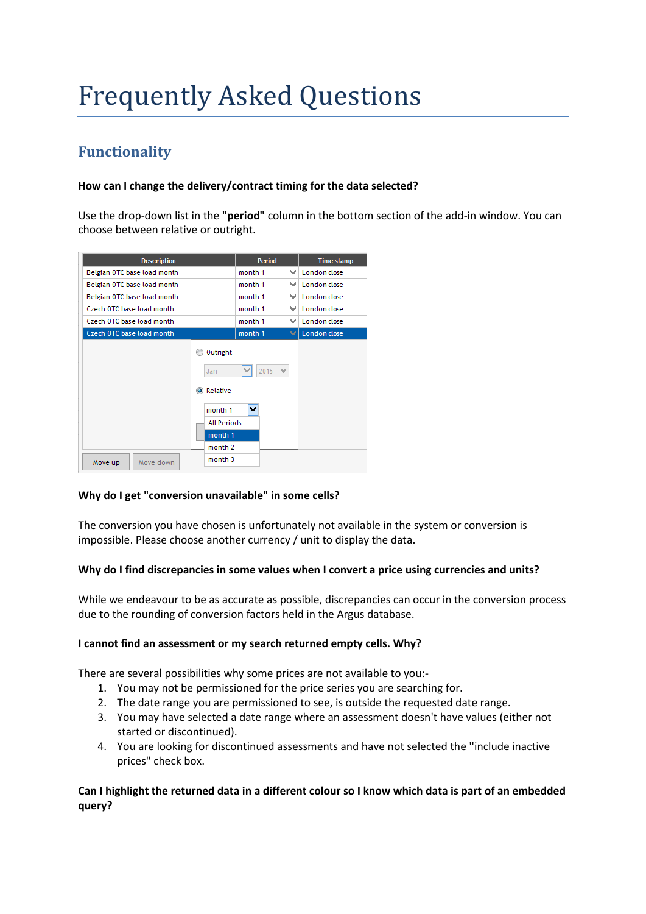# Frequently Asked Questions

## Functionality

**How can I change the delivery/contract timing for the data selected?**

Use the drop-down list in the **"period"** column in the bottom section of the add-in window. You can choose between relative or outright.

| Description | Period | Time stamp |
| --- | --- | --- |
| Belgian OTC base load month | month 1 | London close |
| Belgian OTC base load month | month 1 | London close |
| Belgian OTC base load month | month 1 | London close |
| Czech OTC base load month | month 1 | London close |
| Czech OTC base load month | month 1 | London close |
| Czech OTC base load month | month 1 | London close |

**Why do I get "conversion unavailable" in some cells?**

The conversion you have chosen is unfortunately not available in the system or conversion is impossible. Please choose another currency / unit to display the data.

**Why do I find discrepancies in some values when I convert a price using currencies and units?**

While we endeavour to be as accurate as possible, discrepancies can occur in the conversion process due to the rounding of conversion factors held in the Argus database.

**I cannot find an assessment or my search returned empty cells. Why?**

There are several possibilities why some prices are not available to you:-

1. You may not be permissioned for the price series you are searching for.
2. The date range you are permissioned to see, is outside the requested date range.
3. You may have selected a date range where an assessment doesn't have values (either not started or discontinued).
4. You are looking for discontinued assessments and have not selected the **"**include inactive prices" check box.

**Can I highlight the returned data in a different colour so I know which data is part of an embedded query?**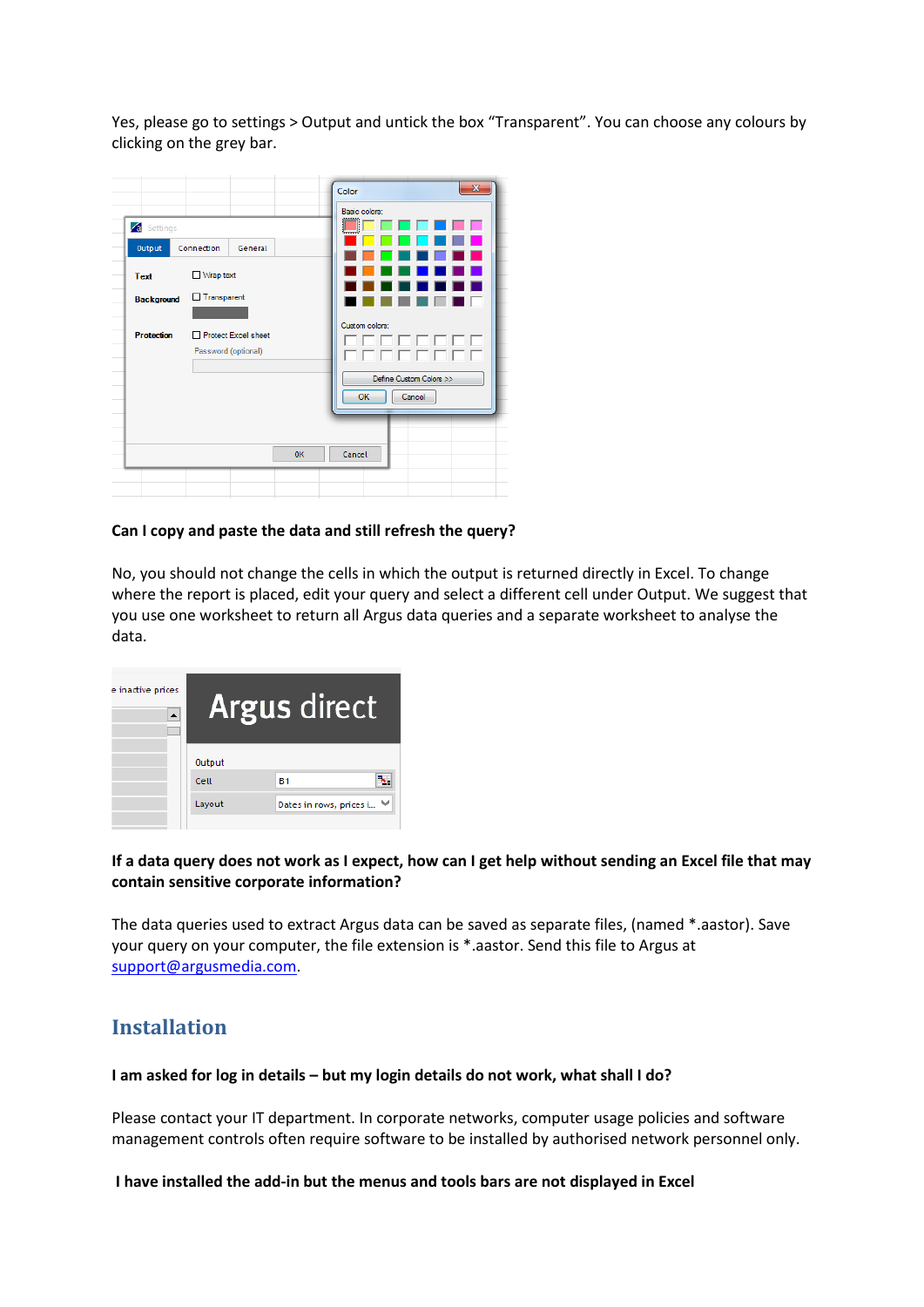Yes, please go to settings > Output and untick the box “Transparent”. You can choose any colours by clicking on the grey bar.

**Can I copy and paste the data and still refresh the query?**

No, you should not change the cells in which the output is returned directly in Excel. To change where the report is placed, edit your query and select a different cell under Output. We suggest that you use one worksheet to return all Argus data queries and a separate worksheet to analyse the data.

**If a data query does not work as I expect, how can I get help without sending an Excel file that may contain sensitive corporate information?**

The data queries used to extract Argus data can be saved as separate files, (named *.aastor). Save your query on your computer, the file extension is *.aastor. Send this file to Argus at support@argusmedia.com.

## Installation

**I am asked for log in details – but my login details do not work, what shall I do?**

Please contact your IT department. In corporate networks, computer usage policies and software management controls often require software to be installed by authorised network personnel only.

**I have installed the add-in but the menus and tools bars are not displayed in Excel**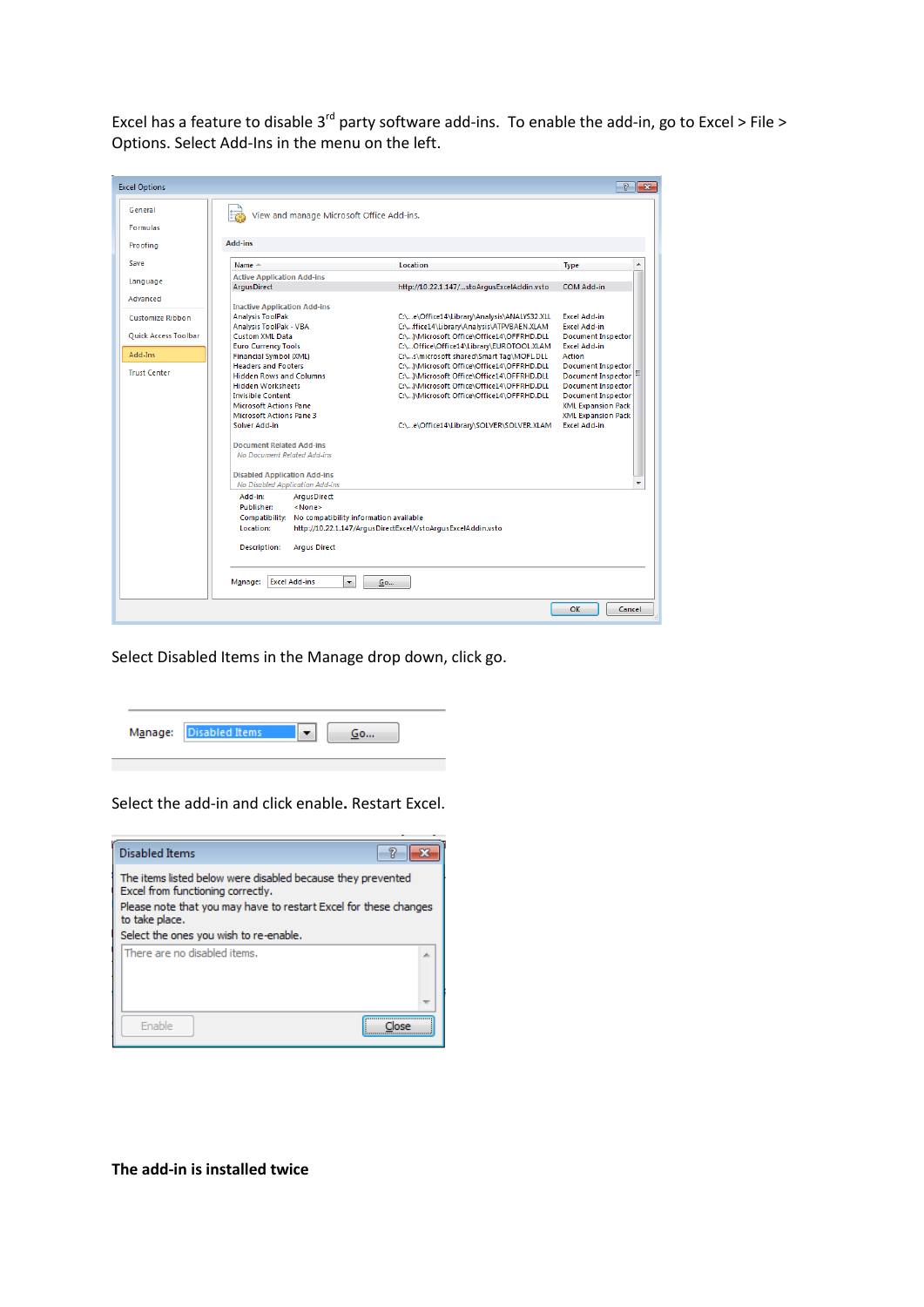Excel has a feature to disable 3rd party software add-ins. To enable the add-in, go to Excel > File > Options. Select Add-Ins in the menu on the left.

Select Disabled Items in the Manage drop down, click go.

Select the add-in and click enable. Restart Excel.

**The add-in is installed twice**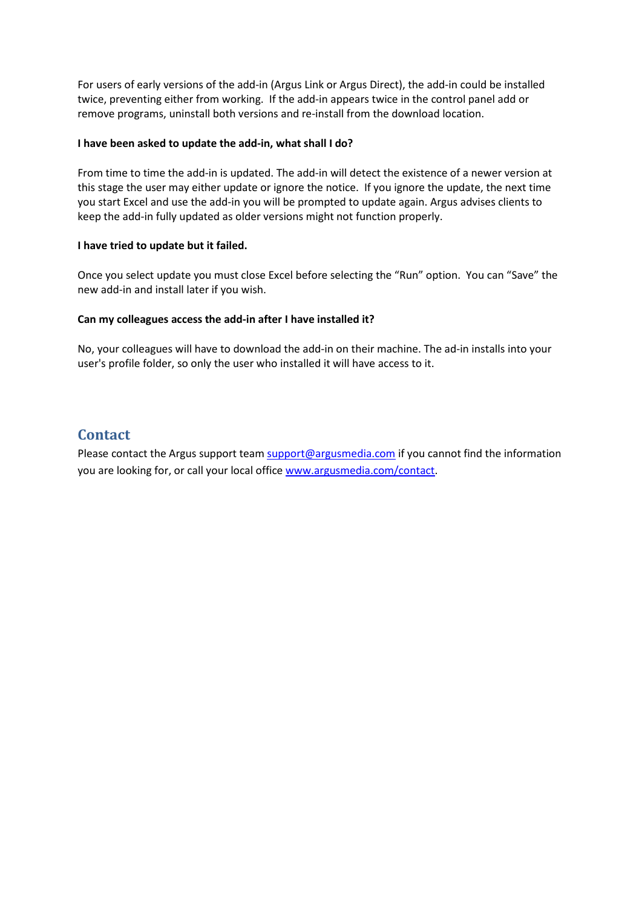For users of early versions of the add-in (Argus Link or Argus Direct), the add-in could be installed twice, preventing either from working. If the add-in appears twice in the control panel add or remove programs, uninstall both versions and re-install from the download location.

**I have been asked to update the add-in, what shall I do?**

From time to time the add-in is updated. The add-in will detect the existence of a newer version at this stage the user may either update or ignore the notice. If you ignore the update, the next time you start Excel and use the add-in you will be prompted to update again. Argus advises clients to keep the add-in fully updated as older versions might not function properly.

**I have tried to update but it failed.**

Once you select update you must close Excel before selecting the "Run" option. You can "Save" the new add-in and install later if you wish.

**Can my colleagues access the add-in after I have installed it?**

No, your colleagues will have to download the add-in on their machine. The ad-in installs into your user's profile folder, so only the user who installed it will have access to it.

## Contact

Please contact the Argus support team [support@argusmedia.com](mailto:support@argusmedia.com) if you cannot find the information you are looking for, or call your local office [www.argusmedia.com/contact](http://www.argusmedia.com/contact).